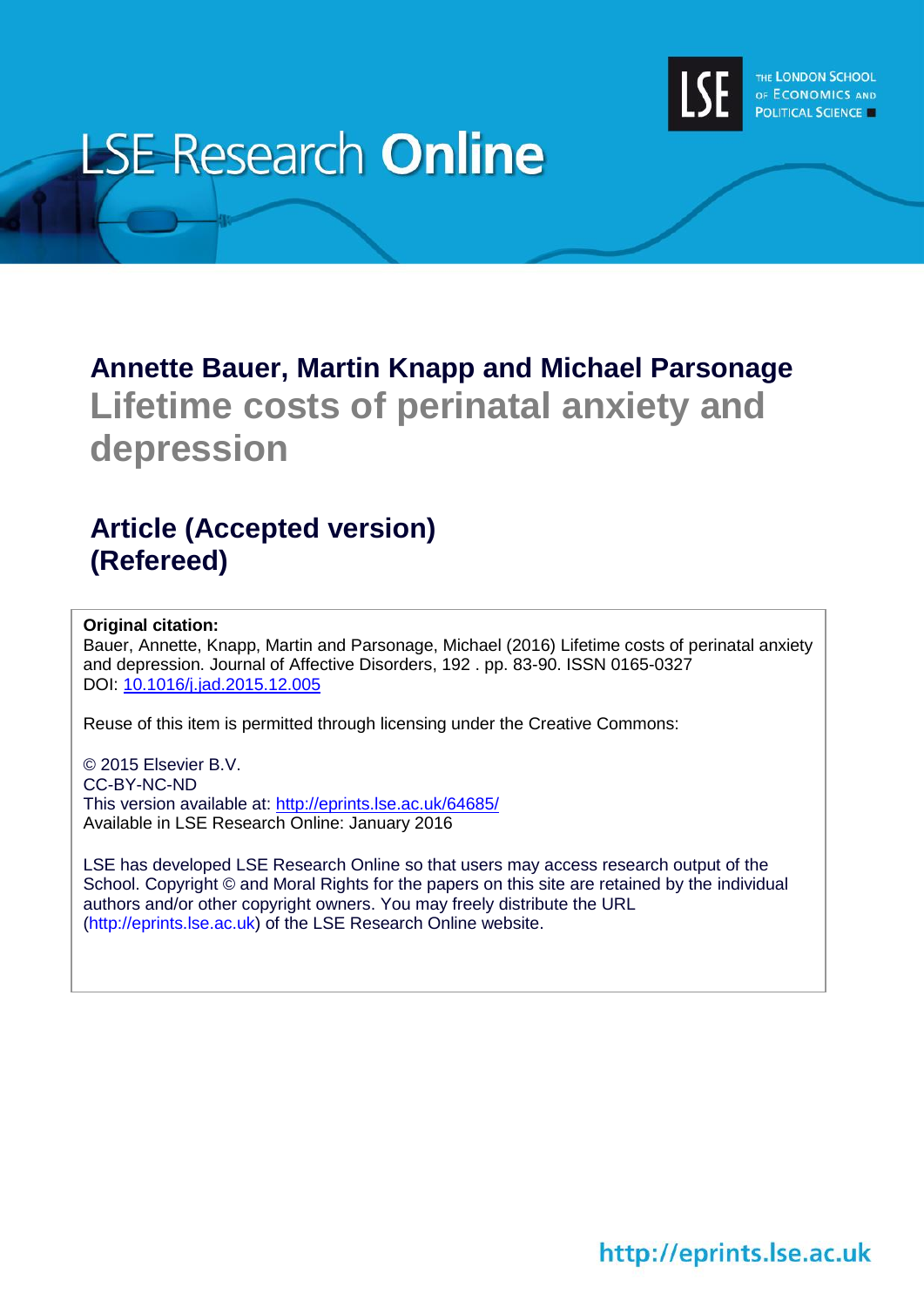LSE Research **Online**

THE LONDON SCHOOL OF ECONOMICS AND POLITICAL SCIENCE

**Annette Bauer, Martin Knapp and Michael Parsonage**

# Lifetime costs of perinatal anxiety and depression

## Article (Accepted version)
## (Refereed)

**Original citation:**
Bauer, Annette, Knapp, Martin and Parsonage, Michael (2016) Lifetime costs of perinatal anxiety and depression. Journal of Affective Disorders, 192 . pp. 83-90. ISSN 0165-0327
DOI: 10.1016/j.jad.2015.12.005

Reuse of this item is permitted through licensing under the Creative Commons:

© 2015 Elsevier B.V.
CC-BY-NC-ND
This version available at: http://eprints.lse.ac.uk/64685/
Available in LSE Research Online: January 2016

LSE has developed LSE Research Online so that users may access research output of the School. Copyright © and Moral Rights for the papers on this site are retained by the individual authors and/or other copyright owners. You may freely distribute the URL (http://eprints.lse.ac.uk) of the LSE Research Online website.

http://eprints.lse.ac.uk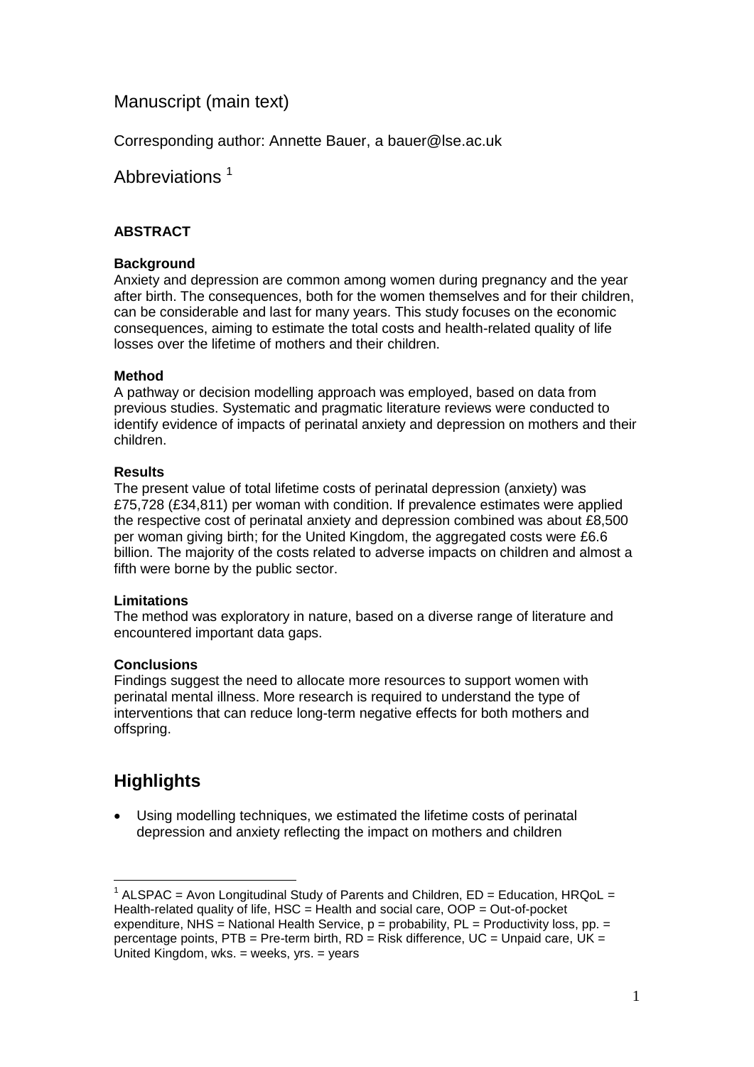# Manuscript (main text)

Corresponding author: Annette Bauer, a bauer@lse.ac.uk

## Abbreviations [1]

**ABSTRACT**

**Background**

Anxiety and depression are common among women during pregnancy and the year after birth. The consequences, both for the women themselves and for their children, can be considerable and last for many years. This study focuses on the economic consequences, aiming to estimate the total costs and health-related quality of life losses over the lifetime of mothers and their children.

**Method**

A pathway or decision modelling approach was employed, based on data from previous studies. Systematic and pragmatic literature reviews were conducted to identify evidence of impacts of perinatal anxiety and depression on mothers and their children.

**Results**

The present value of total lifetime costs of perinatal depression (anxiety) was £75,728 (£34,811) per woman with condition. If prevalence estimates were applied the respective cost of perinatal anxiety and depression combined was about £8,500 per woman giving birth; for the United Kingdom, the aggregated costs were £6.6 billion. The majority of the costs related to adverse impacts on children and almost a fifth were borne by the public sector.

**Limitations**

The method was exploratory in nature, based on a diverse range of literature and encountered important data gaps.

**Conclusions**

Findings suggest the need to allocate more resources to support women with perinatal mental illness. More research is required to understand the type of interventions that can reduce long-term negative effects for both mothers and offspring.

## Highlights

- Using modelling techniques, we estimated the lifetime costs of perinatal depression and anxiety reflecting the impact on mothers and children

[1] ALSPAC = Avon Longitudinal Study of Parents and Children, ED = Education, HRQoL = Health-related quality of life, HSC = Health and social care, OOP = Out-of-pocket expenditure, NHS = National Health Service, p = probability, PL = Productivity loss, pp. = percentage points, PTB = Pre-term birth, RD = Risk difference, UC = Unpaid care, UK = United Kingdom, wks. = weeks, yrs. = years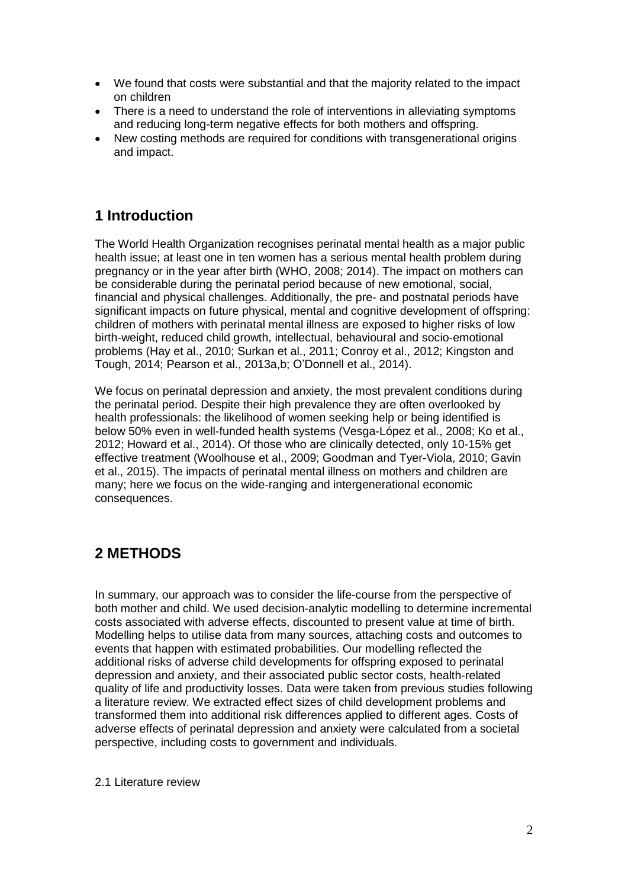- We found that costs were substantial and that the majority related to the impact on children
- There is a need to understand the role of interventions in alleviating symptoms and reducing long-term negative effects for both mothers and offspring.
- New costing methods are required for conditions with transgenerational origins and impact.

## 1 Introduction

The World Health Organization recognises perinatal mental health as a major public health issue; at least one in ten women has a serious mental health problem during pregnancy or in the year after birth (WHO, 2008; 2014). The impact on mothers can be considerable during the perinatal period because of new emotional, social, financial and physical challenges. Additionally, the pre- and postnatal periods have significant impacts on future physical, mental and cognitive development of offspring: children of mothers with perinatal mental illness are exposed to higher risks of low birth-weight, reduced child growth, intellectual, behavioural and socio-emotional problems (Hay et al., 2010; Surkan et al., 2011; Conroy et al., 2012; Kingston and Tough, 2014; Pearson et al., 2013a,b; O'Donnell et al., 2014).

We focus on perinatal depression and anxiety, the most prevalent conditions during the perinatal period. Despite their high prevalence they are often overlooked by health professionals: the likelihood of women seeking help or being identified is below 50% even in well-funded health systems (Vesga-López et al., 2008; Ko et al., 2012; Howard et al., 2014). Of those who are clinically detected, only 10-15% get effective treatment (Woolhouse et al., 2009; Goodman and Tyer-Viola, 2010; Gavin et al., 2015). The impacts of perinatal mental illness on mothers and children are many; here we focus on the wide-ranging and intergenerational economic consequences.

## 2 METHODS

In summary, our approach was to consider the life-course from the perspective of both mother and child. We used decision-analytic modelling to determine incremental costs associated with adverse effects, discounted to present value at time of birth. Modelling helps to utilise data from many sources, attaching costs and outcomes to events that happen with estimated probabilities. Our modelling reflected the additional risks of adverse child developments for offspring exposed to perinatal depression and anxiety, and their associated public sector costs, health-related quality of life and productivity losses. Data were taken from previous studies following a literature review. We extracted effect sizes of child development problems and transformed them into additional risk differences applied to different ages. Costs of adverse effects of perinatal depression and anxiety were calculated from a societal perspective, including costs to government and individuals.

### 2.1 Literature review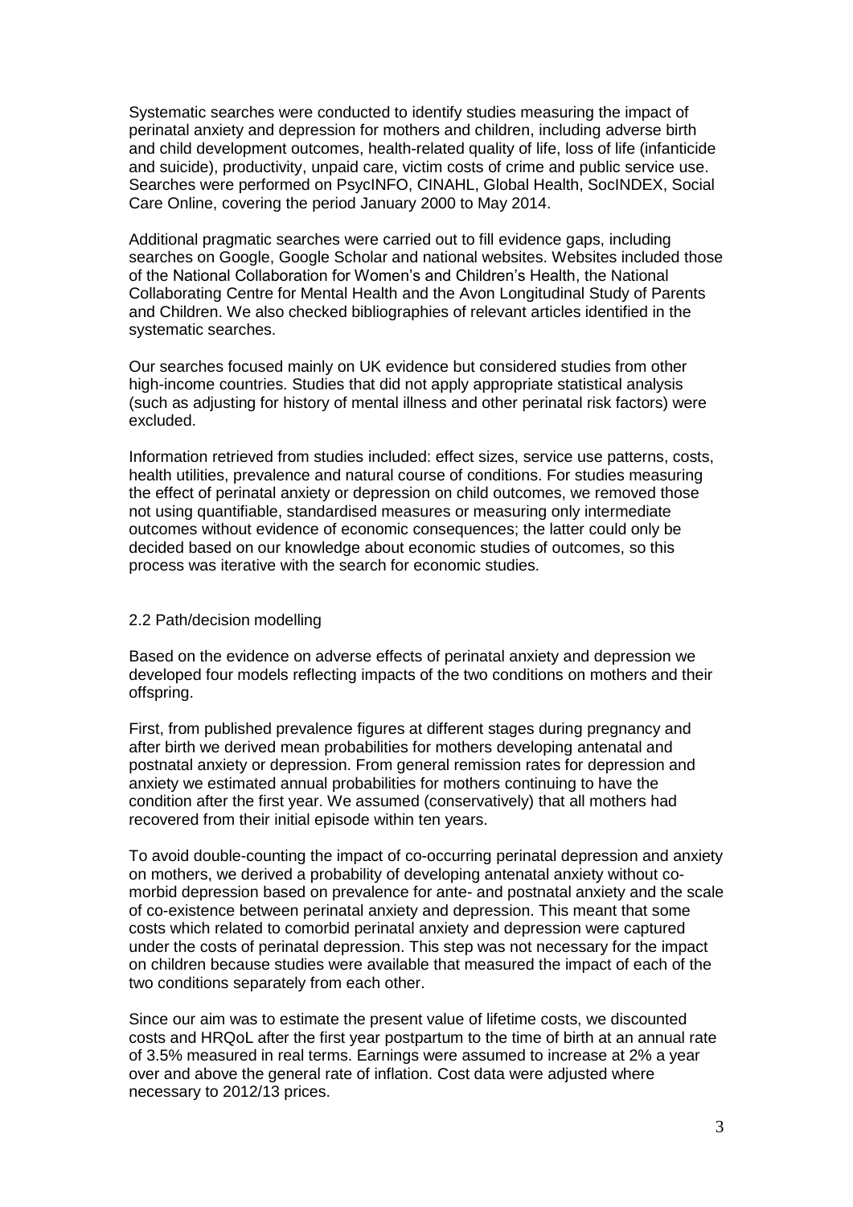Systematic searches were conducted to identify studies measuring the impact of perinatal anxiety and depression for mothers and children, including adverse birth and child development outcomes, health-related quality of life, loss of life (infanticide and suicide), productivity, unpaid care, victim costs of crime and public service use. Searches were performed on PsycINFO, CINAHL, Global Health, SocINDEX, Social Care Online, covering the period January 2000 to May 2014.

Additional pragmatic searches were carried out to fill evidence gaps, including searches on Google, Google Scholar and national websites. Websites included those of the National Collaboration for Women's and Children's Health, the National Collaborating Centre for Mental Health and the Avon Longitudinal Study of Parents and Children. We also checked bibliographies of relevant articles identified in the systematic searches.

Our searches focused mainly on UK evidence but considered studies from other high-income countries. Studies that did not apply appropriate statistical analysis (such as adjusting for history of mental illness and other perinatal risk factors) were excluded.

Information retrieved from studies included: effect sizes, service use patterns, costs, health utilities, prevalence and natural course of conditions. For studies measuring the effect of perinatal anxiety or depression on child outcomes, we removed those not using quantifiable, standardised measures or measuring only intermediate outcomes without evidence of economic consequences; the latter could only be decided based on our knowledge about economic studies of outcomes, so this process was iterative with the search for economic studies.

## 2.2 Path/decision modelling

Based on the evidence on adverse effects of perinatal anxiety and depression we developed four models reflecting impacts of the two conditions on mothers and their offspring.

First, from published prevalence figures at different stages during pregnancy and after birth we derived mean probabilities for mothers developing antenatal and postnatal anxiety or depression. From general remission rates for depression and anxiety we estimated annual probabilities for mothers continuing to have the condition after the first year. We assumed (conservatively) that all mothers had recovered from their initial episode within ten years.

To avoid double-counting the impact of co-occurring perinatal depression and anxiety on mothers, we derived a probability of developing antenatal anxiety without co-morbid depression based on prevalence for ante- and postnatal anxiety and the scale of co-existence between perinatal anxiety and depression. This meant that some costs which related to comorbid perinatal anxiety and depression were captured under the costs of perinatal depression. This step was not necessary for the impact on children because studies were available that measured the impact of each of the two conditions separately from each other.

Since our aim was to estimate the present value of lifetime costs, we discounted costs and HRQoL after the first year postpartum to the time of birth at an annual rate of 3.5% measured in real terms. Earnings were assumed to increase at 2% a year over and above the general rate of inflation. Cost data were adjusted where necessary to 2012/13 prices.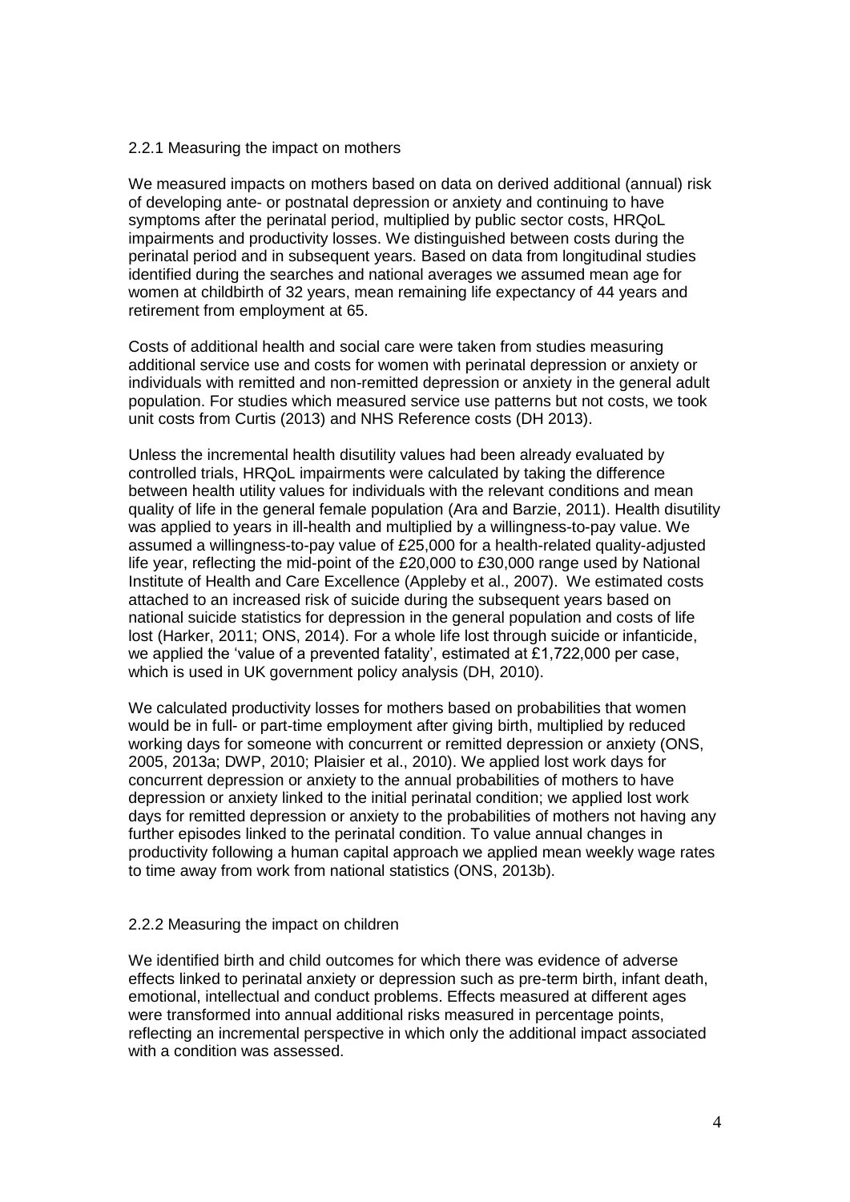### 2.2.1 Measuring the impact on mothers

We measured impacts on mothers based on data on derived additional (annual) risk of developing ante- or postnatal depression or anxiety and continuing to have symptoms after the perinatal period, multiplied by public sector costs, HRQoL impairments and productivity losses. We distinguished between costs during the perinatal period and in subsequent years. Based on data from longitudinal studies identified during the searches and national averages we assumed mean age for women at childbirth of 32 years, mean remaining life expectancy of 44 years and retirement from employment at 65.

Costs of additional health and social care were taken from studies measuring additional service use and costs for women with perinatal depression or anxiety or individuals with remitted and non-remitted depression or anxiety in the general adult population. For studies which measured service use patterns but not costs, we took unit costs from Curtis (2013) and NHS Reference costs (DH 2013).

Unless the incremental health disutility values had been already evaluated by controlled trials, HRQoL impairments were calculated by taking the difference between health utility values for individuals with the relevant conditions and mean quality of life in the general female population (Ara and Barzie, 2011). Health disutility was applied to years in ill-health and multiplied by a willingness-to-pay value. We assumed a willingness-to-pay value of £25,000 for a health-related quality-adjusted life year, reflecting the mid-point of the £20,000 to £30,000 range used by National Institute of Health and Care Excellence (Appleby et al., 2007). We estimated costs attached to an increased risk of suicide during the subsequent years based on national suicide statistics for depression in the general population and costs of life lost (Harker, 2011; ONS, 2014). For a whole life lost through suicide or infanticide, we applied the 'value of a prevented fatality', estimated at £1,722,000 per case, which is used in UK government policy analysis (DH, 2010).

We calculated productivity losses for mothers based on probabilities that women would be in full- or part-time employment after giving birth, multiplied by reduced working days for someone with concurrent or remitted depression or anxiety (ONS, 2005, 2013a; DWP, 2010; Plaisier et al., 2010). We applied lost work days for concurrent depression or anxiety to the annual probabilities of mothers to have depression or anxiety linked to the initial perinatal condition; we applied lost work days for remitted depression or anxiety to the probabilities of mothers not having any further episodes linked to the perinatal condition. To value annual changes in productivity following a human capital approach we applied mean weekly wage rates to time away from work from national statistics (ONS, 2013b).

### 2.2.2 Measuring the impact on children

We identified birth and child outcomes for which there was evidence of adverse effects linked to perinatal anxiety or depression such as pre-term birth, infant death, emotional, intellectual and conduct problems. Effects measured at different ages were transformed into annual additional risks measured in percentage points, reflecting an incremental perspective in which only the additional impact associated with a condition was assessed.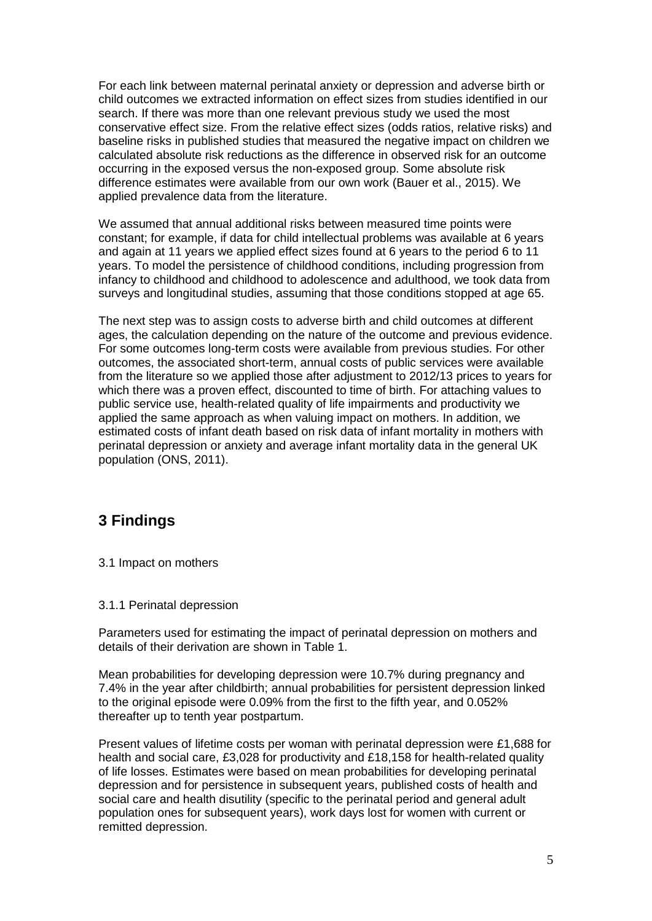For each link between maternal perinatal anxiety or depression and adverse birth or child outcomes we extracted information on effect sizes from studies identified in our search. If there was more than one relevant previous study we used the most conservative effect size. From the relative effect sizes (odds ratios, relative risks) and baseline risks in published studies that measured the negative impact on children we calculated absolute risk reductions as the difference in observed risk for an outcome occurring in the exposed versus the non-exposed group. Some absolute risk difference estimates were available from our own work (Bauer et al., 2015). We applied prevalence data from the literature.

We assumed that annual additional risks between measured time points were constant; for example, if data for child intellectual problems was available at 6 years and again at 11 years we applied effect sizes found at 6 years to the period 6 to 11 years. To model the persistence of childhood conditions, including progression from infancy to childhood and childhood to adolescence and adulthood, we took data from surveys and longitudinal studies, assuming that those conditions stopped at age 65.

The next step was to assign costs to adverse birth and child outcomes at different ages, the calculation depending on the nature of the outcome and previous evidence. For some outcomes long-term costs were available from previous studies. For other outcomes, the associated short-term, annual costs of public services were available from the literature so we applied those after adjustment to 2012/13 prices to years for which there was a proven effect, discounted to time of birth. For attaching values to public service use, health-related quality of life impairments and productivity we applied the same approach as when valuing impact on mothers. In addition, we estimated costs of infant death based on risk data of infant mortality in mothers with perinatal depression or anxiety and average infant mortality data in the general UK population (ONS, 2011).

## 3 Findings

3.1 Impact on mothers

3.1.1 Perinatal depression

Parameters used for estimating the impact of perinatal depression on mothers and details of their derivation are shown in Table 1.

Mean probabilities for developing depression were 10.7% during pregnancy and 7.4% in the year after childbirth; annual probabilities for persistent depression linked to the original episode were 0.09% from the first to the fifth year, and 0.052% thereafter up to tenth year postpartum.

Present values of lifetime costs per woman with perinatal depression were £1,688 for health and social care, £3,028 for productivity and £18,158 for health-related quality of life losses. Estimates were based on mean probabilities for developing perinatal depression and for persistence in subsequent years, published costs of health and social care and health disutility (specific to the perinatal period and general adult population ones for subsequent years), work days lost for women with current or remitted depression.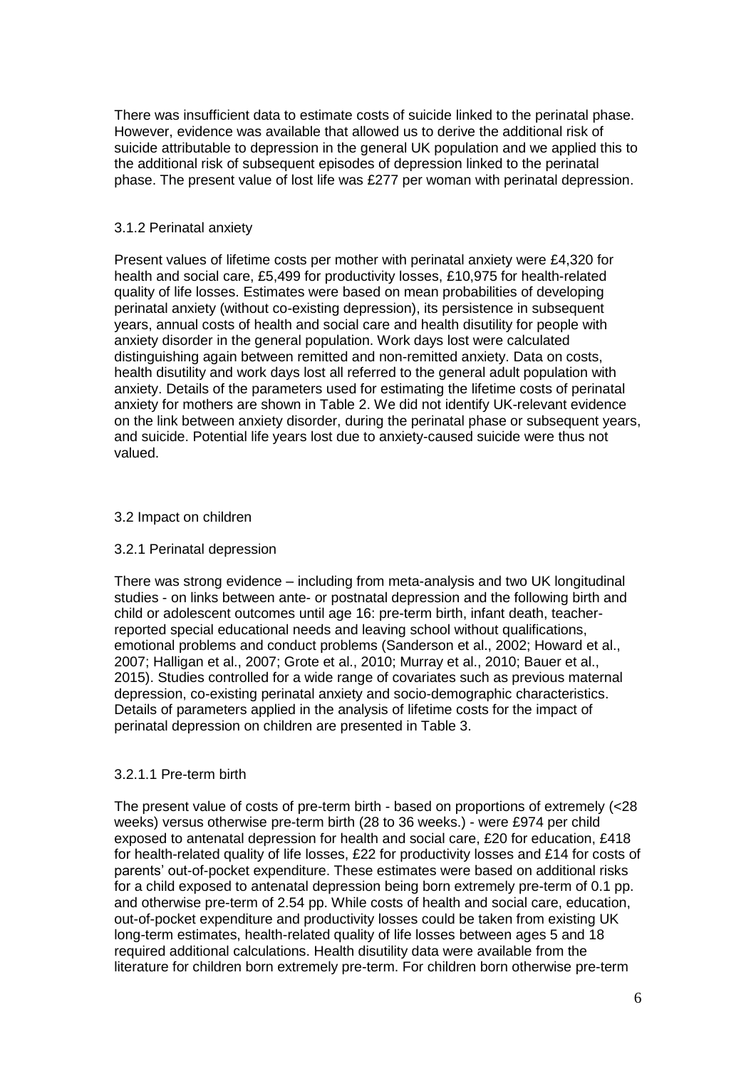There was insufficient data to estimate costs of suicide linked to the perinatal phase. However, evidence was available that allowed us to derive the additional risk of suicide attributable to depression in the general UK population and we applied this to the additional risk of subsequent episodes of depression linked to the perinatal phase. The present value of lost life was £277 per woman with perinatal depression.

### 3.1.2 Perinatal anxiety

Present values of lifetime costs per mother with perinatal anxiety were £4,320 for health and social care, £5,499 for productivity losses, £10,975 for health-related quality of life losses. Estimates were based on mean probabilities of developing perinatal anxiety (without co-existing depression), its persistence in subsequent years, annual costs of health and social care and health disutility for people with anxiety disorder in the general population. Work days lost were calculated distinguishing again between remitted and non-remitted anxiety. Data on costs, health disutility and work days lost all referred to the general adult population with anxiety. Details of the parameters used for estimating the lifetime costs of perinatal anxiety for mothers are shown in Table 2. We did not identify UK-relevant evidence on the link between anxiety disorder, during the perinatal phase or subsequent years, and suicide. Potential life years lost due to anxiety-caused suicide were thus not valued.

## 3.2 Impact on children

### 3.2.1 Perinatal depression

There was strong evidence – including from meta-analysis and two UK longitudinal studies - on links between ante- or postnatal depression and the following birth and child or adolescent outcomes until age 16: pre-term birth, infant death, teacher-reported special educational needs and leaving school without qualifications, emotional problems and conduct problems (Sanderson et al., 2002; Howard et al., 2007; Halligan et al., 2007; Grote et al., 2010; Murray et al., 2010; Bauer et al., 2015). Studies controlled for a wide range of covariates such as previous maternal depression, co-existing perinatal anxiety and socio-demographic characteristics. Details of parameters applied in the analysis of lifetime costs for the impact of perinatal depression on children are presented in Table 3.

#### 3.2.1.1 Pre-term birth

The present value of costs of pre-term birth - based on proportions of extremely (<28 weeks) versus otherwise pre-term birth (28 to 36 weeks.) - were £974 per child exposed to antenatal depression for health and social care, £20 for education, £418 for health-related quality of life losses, £22 for productivity losses and £14 for costs of parents' out-of-pocket expenditure. These estimates were based on additional risks for a child exposed to antenatal depression being born extremely pre-term of 0.1 pp. and otherwise pre-term of 2.54 pp. While costs of health and social care, education, out-of-pocket expenditure and productivity losses could be taken from existing UK long-term estimates, health-related quality of life losses between ages 5 and 18 required additional calculations. Health disutility data were available from the literature for children born extremely pre-term. For children born otherwise pre-term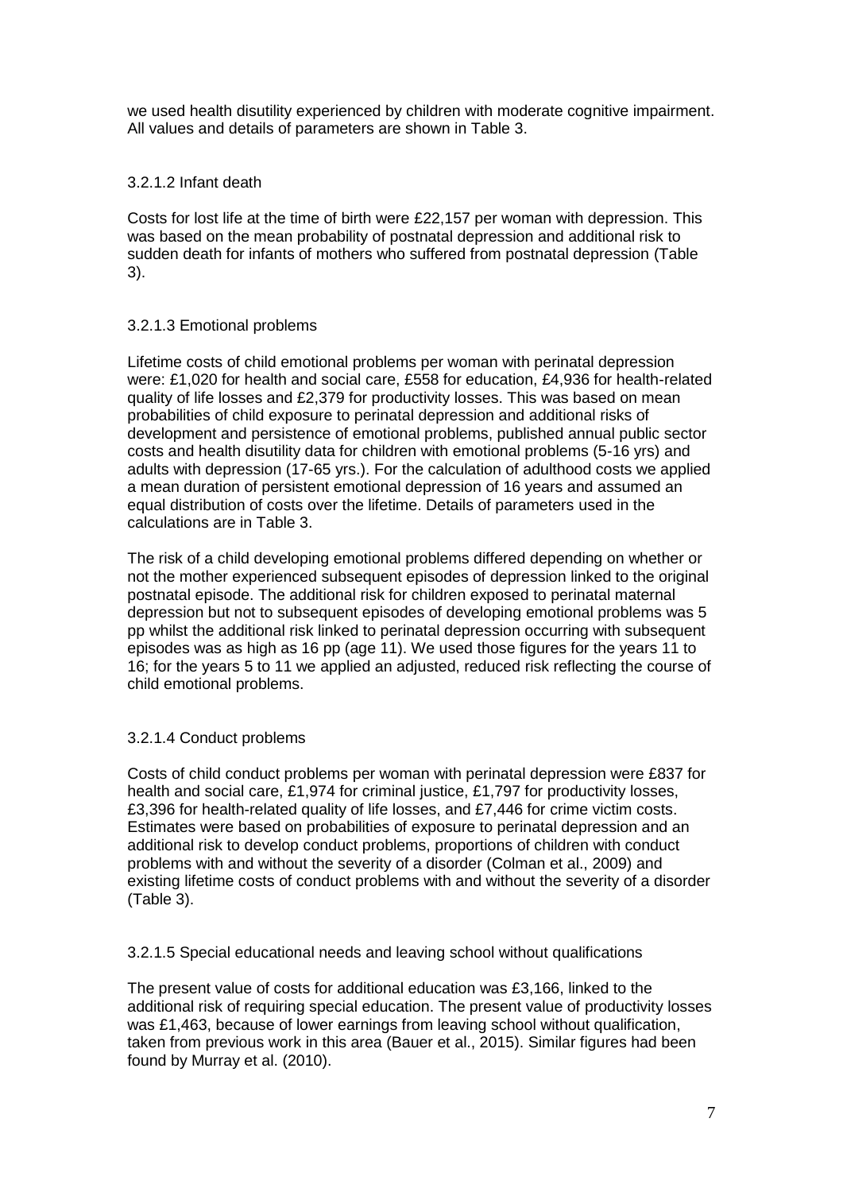we used health disutility experienced by children with moderate cognitive impairment. All values and details of parameters are shown in Table 3.

#### 3.2.1.2 Infant death

Costs for lost life at the time of birth were £22,157 per woman with depression. This was based on the mean probability of postnatal depression and additional risk to sudden death for infants of mothers who suffered from postnatal depression (Table 3).

#### 3.2.1.3 Emotional problems

Lifetime costs of child emotional problems per woman with perinatal depression were: £1,020 for health and social care, £558 for education, £4,936 for health-related quality of life losses and £2,379 for productivity losses. This was based on mean probabilities of child exposure to perinatal depression and additional risks of development and persistence of emotional problems, published annual public sector costs and health disutility data for children with emotional problems (5-16 yrs) and adults with depression (17-65 yrs.). For the calculation of adulthood costs we applied a mean duration of persistent emotional depression of 16 years and assumed an equal distribution of costs over the lifetime. Details of parameters used in the calculations are in Table 3.

The risk of a child developing emotional problems differed depending on whether or not the mother experienced subsequent episodes of depression linked to the original postnatal episode. The additional risk for children exposed to perinatal maternal depression but not to subsequent episodes of developing emotional problems was 5 pp whilst the additional risk linked to perinatal depression occurring with subsequent episodes was as high as 16 pp (age 11). We used those figures for the years 11 to 16; for the years 5 to 11 we applied an adjusted, reduced risk reflecting the course of child emotional problems.

#### 3.2.1.4 Conduct problems

Costs of child conduct problems per woman with perinatal depression were £837 for health and social care, £1,974 for criminal justice, £1,797 for productivity losses, £3,396 for health-related quality of life losses, and £7,446 for crime victim costs. Estimates were based on probabilities of exposure to perinatal depression and an additional risk to develop conduct problems, proportions of children with conduct problems with and without the severity of a disorder (Colman et al., 2009) and existing lifetime costs of conduct problems with and without the severity of a disorder (Table 3).

#### 3.2.1.5 Special educational needs and leaving school without qualifications

The present value of costs for additional education was £3,166, linked to the additional risk of requiring special education. The present value of productivity losses was £1,463, because of lower earnings from leaving school without qualification, taken from previous work in this area (Bauer et al., 2015). Similar figures had been found by Murray et al. (2010).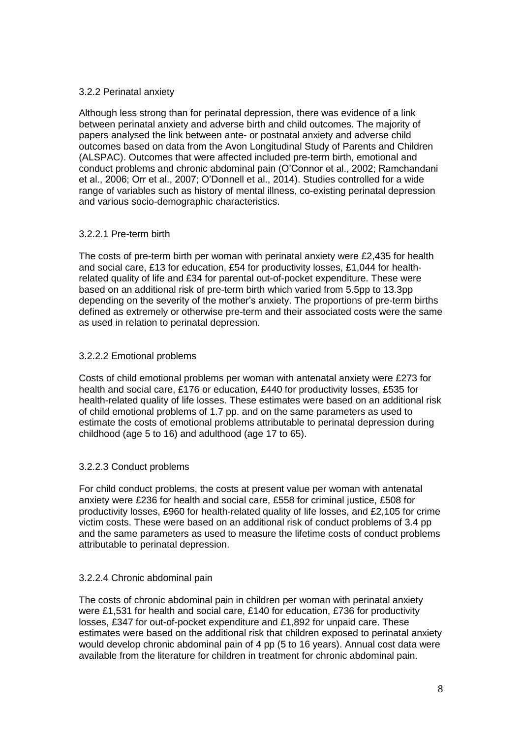### 3.2.2 Perinatal anxiety

Although less strong than for perinatal depression, there was evidence of a link between perinatal anxiety and adverse birth and child outcomes. The majority of papers analysed the link between ante- or postnatal anxiety and adverse child outcomes based on data from the Avon Longitudinal Study of Parents and Children (ALSPAC). Outcomes that were affected included pre-term birth, emotional and conduct problems and chronic abdominal pain (O'Connor et al., 2002; Ramchandani et al., 2006; Orr et al., 2007; O'Donnell et al., 2014). Studies controlled for a wide range of variables such as history of mental illness, co-existing perinatal depression and various socio-demographic characteristics.

#### 3.2.2.1 Pre-term birth

The costs of pre-term birth per woman with perinatal anxiety were £2,435 for health and social care, £13 for education, £54 for productivity losses, £1,044 for health-related quality of life and £34 for parental out-of-pocket expenditure. These were based on an additional risk of pre-term birth which varied from 5.5pp to 13.3pp depending on the severity of the mother's anxiety. The proportions of pre-term births defined as extremely or otherwise pre-term and their associated costs were the same as used in relation to perinatal depression.

#### 3.2.2.2 Emotional problems

Costs of child emotional problems per woman with antenatal anxiety were £273 for health and social care, £176 or education, £440 for productivity losses, £535 for health-related quality of life losses. These estimates were based on an additional risk of child emotional problems of 1.7 pp. and on the same parameters as used to estimate the costs of emotional problems attributable to perinatal depression during childhood (age 5 to 16) and adulthood (age 17 to 65).

#### 3.2.2.3 Conduct problems

For child conduct problems, the costs at present value per woman with antenatal anxiety were £236 for health and social care, £558 for criminal justice, £508 for productivity losses, £960 for health-related quality of life losses, and £2,105 for crime victim costs. These were based on an additional risk of conduct problems of 3.4 pp and the same parameters as used to measure the lifetime costs of conduct problems attributable to perinatal depression.

#### 3.2.2.4 Chronic abdominal pain

The costs of chronic abdominal pain in children per woman with perinatal anxiety were £1,531 for health and social care, £140 for education, £736 for productivity losses, £347 for out-of-pocket expenditure and £1,892 for unpaid care. These estimates were based on the additional risk that children exposed to perinatal anxiety would develop chronic abdominal pain of 4 pp (5 to 16 years). Annual cost data were available from the literature for children in treatment for chronic abdominal pain.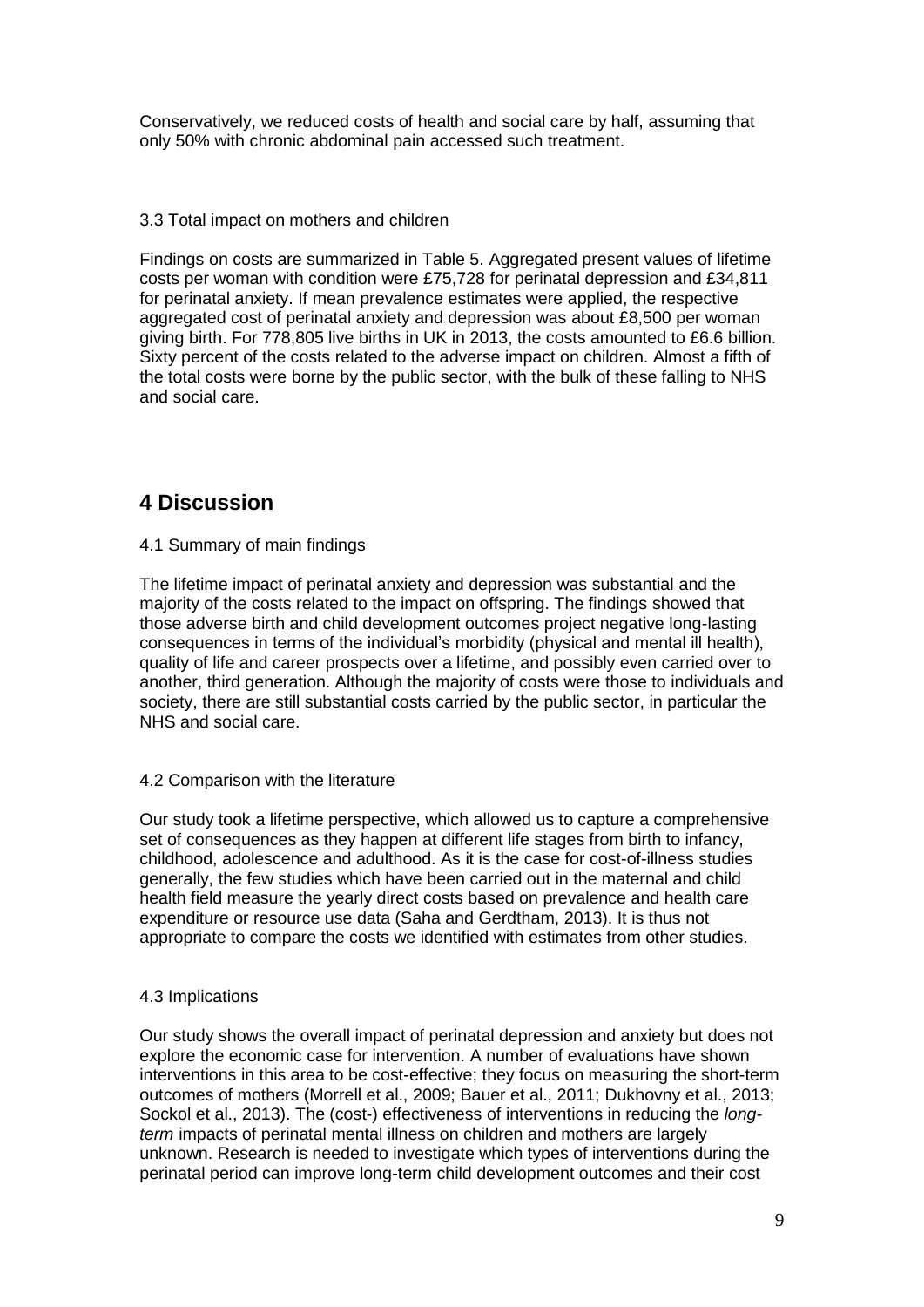Conservatively, we reduced costs of health and social care by half, assuming that only 50% with chronic abdominal pain accessed such treatment.

### 3.3 Total impact on mothers and children

Findings on costs are summarized in Table 5. Aggregated present values of lifetime costs per woman with condition were £75,728 for perinatal depression and £34,811 for perinatal anxiety. If mean prevalence estimates were applied, the respective aggregated cost of perinatal anxiety and depression was about £8,500 per woman giving birth. For 778,805 live births in UK in 2013, the costs amounted to £6.6 billion. Sixty percent of the costs related to the adverse impact on children. Almost a fifth of the total costs were borne by the public sector, with the bulk of these falling to NHS and social care.

## 4 Discussion

### 4.1 Summary of main findings

The lifetime impact of perinatal anxiety and depression was substantial and the majority of the costs related to the impact on offspring. The findings showed that those adverse birth and child development outcomes project negative long-lasting consequences in terms of the individual's morbidity (physical and mental ill health), quality of life and career prospects over a lifetime, and possibly even carried over to another, third generation. Although the majority of costs were those to individuals and society, there are still substantial costs carried by the public sector, in particular the NHS and social care.

### 4.2 Comparison with the literature

Our study took a lifetime perspective, which allowed us to capture a comprehensive set of consequences as they happen at different life stages from birth to infancy, childhood, adolescence and adulthood. As it is the case for cost-of-illness studies generally, the few studies which have been carried out in the maternal and child health field measure the yearly direct costs based on prevalence and health care expenditure or resource use data (Saha and Gerdtham, 2013). It is thus not appropriate to compare the costs we identified with estimates from other studies.

### 4.3 Implications

Our study shows the overall impact of perinatal depression and anxiety but does not explore the economic case for intervention. A number of evaluations have shown interventions in this area to be cost-effective; they focus on measuring the short-term outcomes of mothers (Morrell et al., 2009; Bauer et al., 2011; Dukhovny et al., 2013; Sockol et al., 2013). The (cost-) effectiveness of interventions in reducing the *long-term* impacts of perinatal mental illness on children and mothers are largely unknown. Research is needed to investigate which types of interventions during the perinatal period can improve long-term child development outcomes and their cost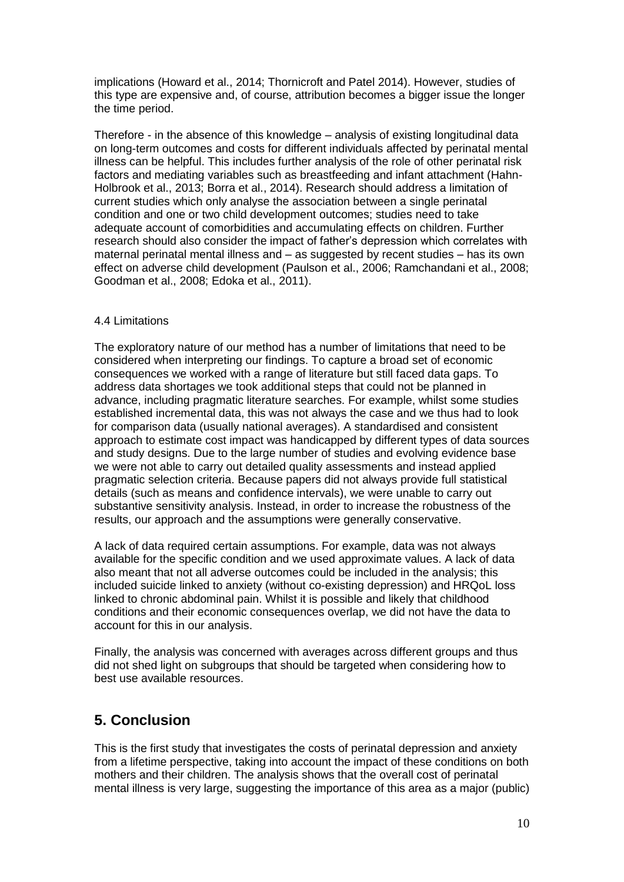implications (Howard et al., 2014; Thornicroft and Patel 2014). However, studies of this type are expensive and, of course, attribution becomes a bigger issue the longer the time period.

Therefore - in the absence of this knowledge – analysis of existing longitudinal data on long-term outcomes and costs for different individuals affected by perinatal mental illness can be helpful. This includes further analysis of the role of other perinatal risk factors and mediating variables such as breastfeeding and infant attachment (Hahn-Holbrook et al., 2013; Borra et al., 2014). Research should address a limitation of current studies which only analyse the association between a single perinatal condition and one or two child development outcomes; studies need to take adequate account of comorbidities and accumulating effects on children. Further research should also consider the impact of father's depression which correlates with maternal perinatal mental illness and – as suggested by recent studies – has its own effect on adverse child development (Paulson et al., 2006; Ramchandani et al., 2008; Goodman et al., 2008; Edoka et al., 2011).

### 4.4 Limitations

The exploratory nature of our method has a number of limitations that need to be considered when interpreting our findings. To capture a broad set of economic consequences we worked with a range of literature but still faced data gaps. To address data shortages we took additional steps that could not be planned in advance, including pragmatic literature searches. For example, whilst some studies established incremental data, this was not always the case and we thus had to look for comparison data (usually national averages). A standardised and consistent approach to estimate cost impact was handicapped by different types of data sources and study designs. Due to the large number of studies and evolving evidence base we were not able to carry out detailed quality assessments and instead applied pragmatic selection criteria. Because papers did not always provide full statistical details (such as means and confidence intervals), we were unable to carry out substantive sensitivity analysis. Instead, in order to increase the robustness of the results, our approach and the assumptions were generally conservative.

A lack of data required certain assumptions. For example, data was not always available for the specific condition and we used approximate values. A lack of data also meant that not all adverse outcomes could be included in the analysis; this included suicide linked to anxiety (without co-existing depression) and HRQoL loss linked to chronic abdominal pain. Whilst it is possible and likely that childhood conditions and their economic consequences overlap, we did not have the data to account for this in our analysis.

Finally, the analysis was concerned with averages across different groups and thus did not shed light on subgroups that should be targeted when considering how to best use available resources.

## 5. Conclusion

This is the first study that investigates the costs of perinatal depression and anxiety from a lifetime perspective, taking into account the impact of these conditions on both mothers and their children. The analysis shows that the overall cost of perinatal mental illness is very large, suggesting the importance of this area as a major (public)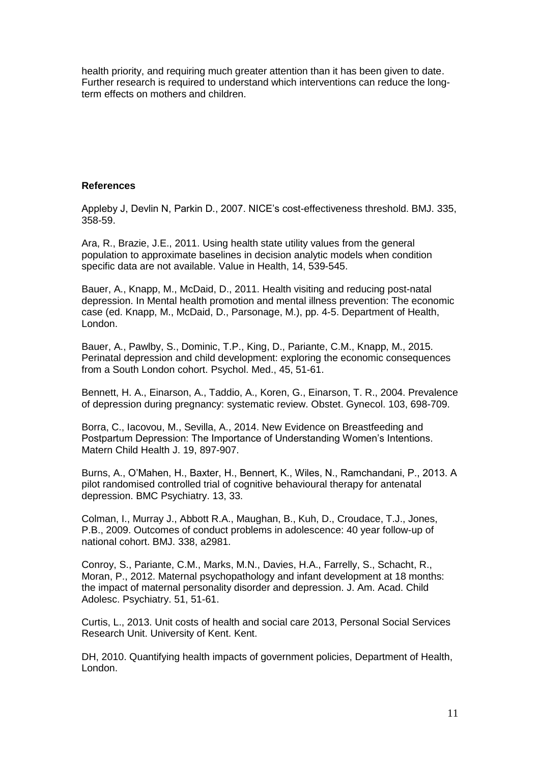health priority, and requiring much greater attention than it has been given to date. Further research is required to understand which interventions can reduce the long-term effects on mothers and children.

**References**

Appleby J, Devlin N, Parkin D., 2007. NICE's cost-effectiveness threshold. BMJ. 335, 358-59.

Ara, R., Brazie, J.E., 2011. Using health state utility values from the general population to approximate baselines in decision analytic models when condition specific data are not available. Value in Health, 14, 539-545.

Bauer, A., Knapp, M., McDaid, D., 2011. Health visiting and reducing post-natal depression. In Mental health promotion and mental illness prevention: The economic case (ed. Knapp, M., McDaid, D., Parsonage, M.), pp. 4-5. Department of Health, London.

Bauer, A., Pawlby, S., Dominic, T.P., King, D., Pariante, C.M., Knapp, M., 2015. Perinatal depression and child development: exploring the economic consequences from a South London cohort. Psychol. Med., 45, 51-61.

Bennett, H. A., Einarson, A., Taddio, A., Koren, G., Einarson, T. R., 2004. Prevalence of depression during pregnancy: systematic review. Obstet. Gynecol. 103, 698-709.

Borra, C., Iacovou, M., Sevilla, A., 2014. New Evidence on Breastfeeding and Postpartum Depression: The Importance of Understanding Women's Intentions. Matern Child Health J. 19, 897-907.

Burns, A., O'Mahen, H., Baxter, H., Bennert, K., Wiles, N., Ramchandani, P., 2013. A pilot randomised controlled trial of cognitive behavioural therapy for antenatal depression. BMC Psychiatry. 13, 33.

Colman, I., Murray J., Abbott R.A., Maughan, B., Kuh, D., Croudace, T.J., Jones, P.B., 2009. Outcomes of conduct problems in adolescence: 40 year follow-up of national cohort. BMJ. 338, a2981.

Conroy, S., Pariante, C.M., Marks, M.N., Davies, H.A., Farrelly, S., Schacht, R., Moran, P., 2012. Maternal psychopathology and infant development at 18 months: the impact of maternal personality disorder and depression. J. Am. Acad. Child Adolesc. Psychiatry. 51, 51-61.

Curtis, L., 2013. Unit costs of health and social care 2013, Personal Social Services Research Unit. University of Kent. Kent.

DH, 2010. Quantifying health impacts of government policies, Department of Health, London.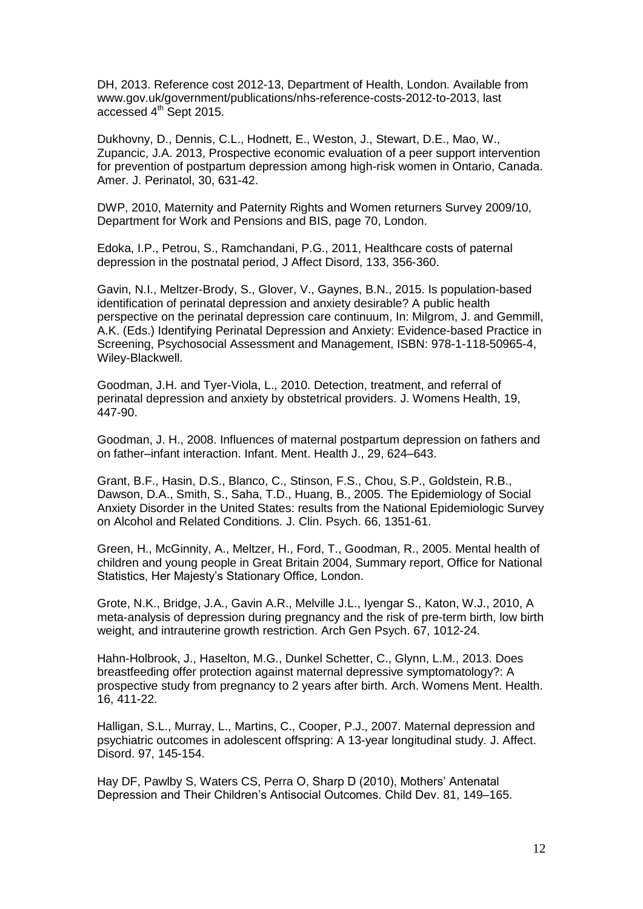DH, 2013. Reference cost 2012-13, Department of Health, London. Available from www.gov.uk/government/publications/nhs-reference-costs-2012-to-2013, last accessed 4th Sept 2015.

Dukhovny, D., Dennis, C.L., Hodnett, E., Weston, J., Stewart, D.E., Mao, W., Zupancic, J.A. 2013, Prospective economic evaluation of a peer support intervention for prevention of postpartum depression among high-risk women in Ontario, Canada. Amer. J. Perinatol, 30, 631-42.

DWP, 2010, Maternity and Paternity Rights and Women returners Survey 2009/10, Department for Work and Pensions and BIS, page 70, London.

Edoka, I.P., Petrou, S., Ramchandani, P.G., 2011, Healthcare costs of paternal depression in the postnatal period, J Affect Disord, 133, 356-360.

Gavin, N.I., Meltzer-Brody, S., Glover, V., Gaynes, B.N., 2015. Is population-based identification of perinatal depression and anxiety desirable? A public health perspective on the perinatal depression care continuum, In: Milgrom, J. and Gemmill, A.K. (Eds.) Identifying Perinatal Depression and Anxiety: Evidence-based Practice in Screening, Psychosocial Assessment and Management, ISBN: 978-1-118-50965-4, Wiley-Blackwell.

Goodman, J.H. and Tyer-Viola, L., 2010. Detection, treatment, and referral of perinatal depression and anxiety by obstetrical providers. J. Womens Health, 19, 447-90.

Goodman, J. H., 2008. Influences of maternal postpartum depression on fathers and on father–infant interaction. Infant. Ment. Health J., 29, 624–643.

Grant, B.F., Hasin, D.S., Blanco, C., Stinson, F.S., Chou, S.P., Goldstein, R.B., Dawson, D.A., Smith, S., Saha, T.D., Huang, B., 2005. The Epidemiology of Social Anxiety Disorder in the United States: results from the National Epidemiologic Survey on Alcohol and Related Conditions. J. Clin. Psych. 66, 1351-61.

Green, H., McGinnity, A., Meltzer, H., Ford, T., Goodman, R., 2005. Mental health of children and young people in Great Britain 2004, Summary report, Office for National Statistics, Her Majesty's Stationary Office, London.

Grote, N.K., Bridge, J.A., Gavin A.R., Melville J.L., Iyengar S., Katon, W.J., 2010, A meta-analysis of depression during pregnancy and the risk of pre-term birth, low birth weight, and intrauterine growth restriction. Arch Gen Psych. 67, 1012-24.

Hahn-Holbrook, J., Haselton, M.G., Dunkel Schetter, C., Glynn, L.M., 2013. Does breastfeeding offer protection against maternal depressive symptomatology?: A prospective study from pregnancy to 2 years after birth. Arch. Womens Ment. Health. 16, 411-22.

Halligan, S.L., Murray, L., Martins, C., Cooper, P.J., 2007. Maternal depression and psychiatric outcomes in adolescent offspring: A 13-year longitudinal study. J. Affect. Disord. 97, 145-154.

Hay DF, Pawlby S, Waters CS, Perra O, Sharp D (2010), Mothers' Antenatal Depression and Their Children's Antisocial Outcomes. Child Dev. 81, 149–165.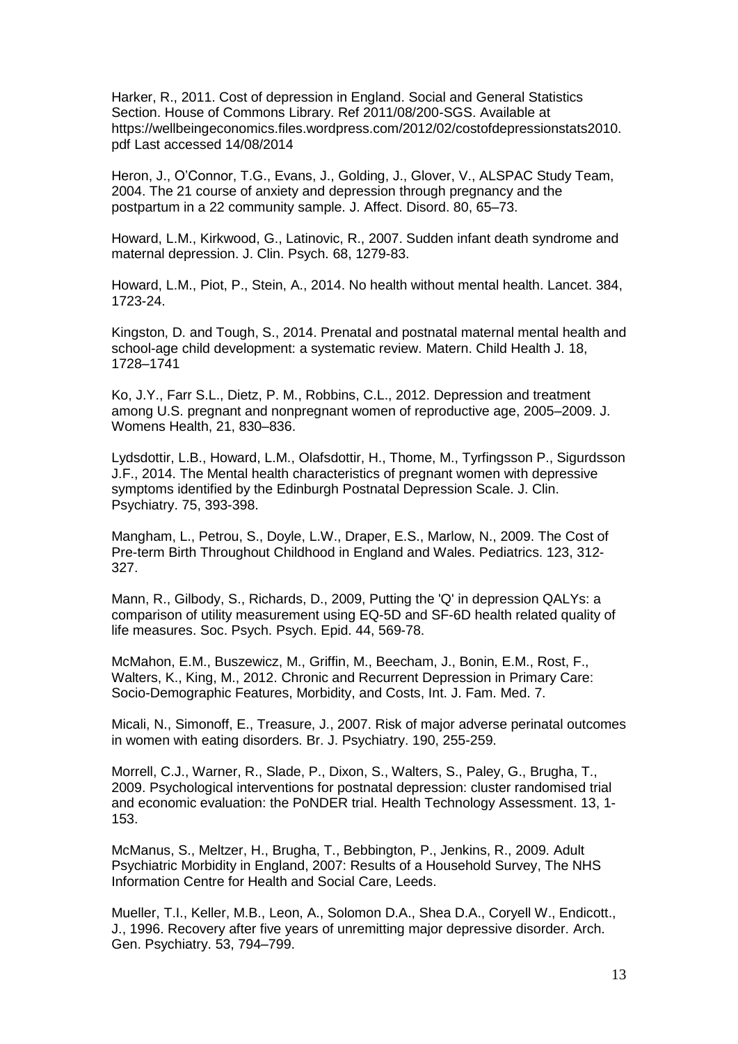Harker, R., 2011. Cost of depression in England. Social and General Statistics Section. House of Commons Library. Ref 2011/08/200-SGS. Available at https://wellbeingeconomics.files.wordpress.com/2012/02/costofdepressionstats2010.pdf Last accessed 14/08/2014

Heron, J., O'Connor, T.G., Evans, J., Golding, J., Glover, V., ALSPAC Study Team, 2004. The 21 course of anxiety and depression through pregnancy and the postpartum in a 22 community sample. J. Affect. Disord. 80, 65–73.

Howard, L.M., Kirkwood, G., Latinovic, R., 2007. Sudden infant death syndrome and maternal depression. J. Clin. Psych. 68, 1279-83.

Howard, L.M., Piot, P., Stein, A., 2014. No health without mental health. Lancet. 384, 1723-24.

Kingston, D. and Tough, S., 2014. Prenatal and postnatal maternal mental health and school-age child development: a systematic review. Matern. Child Health J. 18, 1728–1741

Ko, J.Y., Farr S.L., Dietz, P. M., Robbins, C.L., 2012. Depression and treatment among U.S. pregnant and nonpregnant women of reproductive age, 2005–2009. J. Womens Health, 21, 830–836.

Lydsdottir, L.B., Howard, L.M., Olafsdottir, H., Thome, M., Tyrfingsson P., Sigurdsson J.F., 2014. The Mental health characteristics of pregnant women with depressive symptoms identified by the Edinburgh Postnatal Depression Scale. J. Clin. Psychiatry. 75, 393-398.

Mangham, L., Petrou, S., Doyle, L.W., Draper, E.S., Marlow, N., 2009. The Cost of Pre-term Birth Throughout Childhood in England and Wales. Pediatrics. 123, 312-327.

Mann, R., Gilbody, S., Richards, D., 2009, Putting the 'Q' in depression QALYs: a comparison of utility measurement using EQ-5D and SF-6D health related quality of life measures. Soc. Psych. Psych. Epid. 44, 569-78.

McMahon, E.M., Buszewicz, M., Griffin, M., Beecham, J., Bonin, E.M., Rost, F., Walters, K., King, M., 2012. Chronic and Recurrent Depression in Primary Care: Socio-Demographic Features, Morbidity, and Costs, Int. J. Fam. Med. 7.

Micali, N., Simonoff, E., Treasure, J., 2007. Risk of major adverse perinatal outcomes in women with eating disorders. Br. J. Psychiatry. 190, 255-259.

Morrell, C.J., Warner, R., Slade, P., Dixon, S., Walters, S., Paley, G., Brugha, T., 2009. Psychological interventions for postnatal depression: cluster randomised trial and economic evaluation: the PoNDER trial. Health Technology Assessment. 13, 1-153.

McManus, S., Meltzer, H., Brugha, T., Bebbington, P., Jenkins, R., 2009. Adult Psychiatric Morbidity in England, 2007: Results of a Household Survey, The NHS Information Centre for Health and Social Care, Leeds.

Mueller, T.I., Keller, M.B., Leon, A., Solomon D.A., Shea D.A., Coryell W., Endicott., J., 1996. Recovery after five years of unremitting major depressive disorder. Arch. Gen. Psychiatry. 53, 794–799.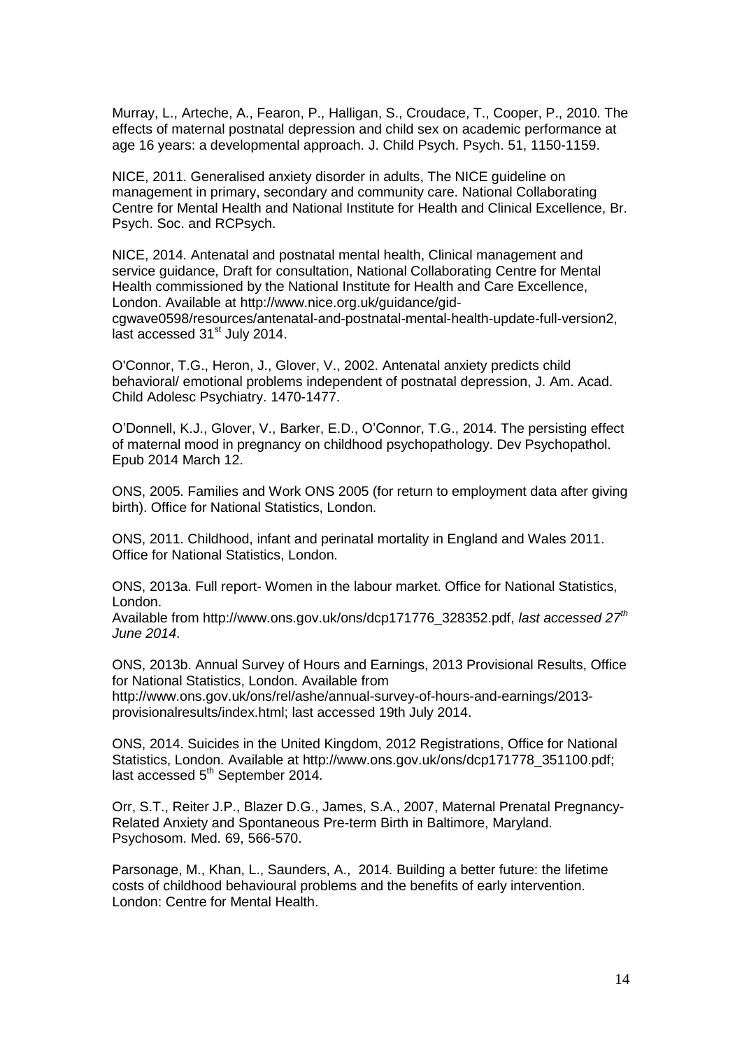Murray, L., Arteche, A., Fearon, P., Halligan, S., Croudace, T., Cooper, P., 2010. The effects of maternal postnatal depression and child sex on academic performance at age 16 years: a developmental approach. J. Child Psych. Psych. 51, 1150-1159.

NICE, 2011. Generalised anxiety disorder in adults, The NICE guideline on management in primary, secondary and community care. National Collaborating Centre for Mental Health and National Institute for Health and Clinical Excellence, Br. Psych. Soc. and RCPsych.

NICE, 2014. Antenatal and postnatal mental health, Clinical management and service guidance, Draft for consultation, National Collaborating Centre for Mental Health commissioned by the National Institute for Health and Care Excellence, London. Available at http://www.nice.org.uk/guidance/gid-cgwave0598/resources/antenatal-and-postnatal-mental-health-update-full-version2, last accessed 31st July 2014.

O'Connor, T.G., Heron, J., Glover, V., 2002. Antenatal anxiety predicts child behavioral/ emotional problems independent of postnatal depression, J. Am. Acad. Child Adolesc Psychiatry. 1470-1477.

O'Donnell, K.J., Glover, V., Barker, E.D., O'Connor, T.G., 2014. The persisting effect of maternal mood in pregnancy on childhood psychopathology. Dev Psychopathol. Epub 2014 March 12.

ONS, 2005. Families and Work ONS 2005 (for return to employment data after giving birth). Office for National Statistics, London.

ONS, 2011. Childhood, infant and perinatal mortality in England and Wales 2011. Office for National Statistics, London.

ONS, 2013a. Full report- Women in the labour market. Office for National Statistics, London.
Available from http://www.ons.gov.uk/ons/dcp171776_328352.pdf, *last accessed 27th June 2014*.

ONS, 2013b. Annual Survey of Hours and Earnings, 2013 Provisional Results, Office for National Statistics, London. Available from http://www.ons.gov.uk/ons/rel/ashe/annual-survey-of-hours-and-earnings/2013-provisionalresults/index.html; last accessed 19th July 2014.

ONS, 2014. Suicides in the United Kingdom, 2012 Registrations, Office for National Statistics, London. Available at http://www.ons.gov.uk/ons/dcp171778_351100.pdf; last accessed 5th September 2014.

Orr, S.T., Reiter J.P., Blazer D.G., James, S.A., 2007, Maternal Prenatal Pregnancy-Related Anxiety and Spontaneous Pre-term Birth in Baltimore, Maryland. Psychosom. Med. 69, 566-570.

Parsonage, M., Khan, L., Saunders, A., 2014. Building a better future: the lifetime costs of childhood behavioural problems and the benefits of early intervention. London: Centre for Mental Health.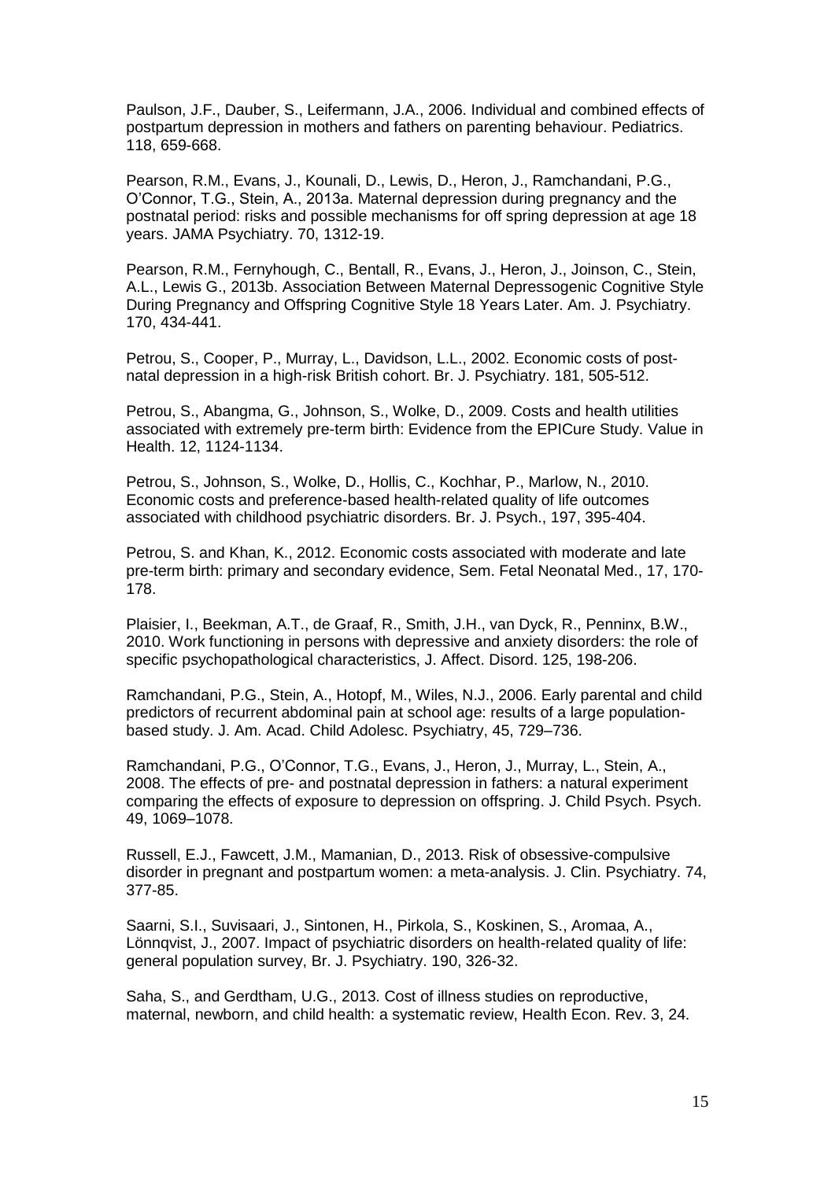Paulson, J.F., Dauber, S., Leifermann, J.A., 2006. Individual and combined effects of postpartum depression in mothers and fathers on parenting behaviour. Pediatrics. 118, 659-668.

Pearson, R.M., Evans, J., Kounali, D., Lewis, D., Heron, J., Ramchandani, P.G., O'Connor, T.G., Stein, A., 2013a. Maternal depression during pregnancy and the postnatal period: risks and possible mechanisms for off spring depression at age 18 years. JAMA Psychiatry. 70, 1312-19.

Pearson, R.M., Fernyhough, C., Bentall, R., Evans, J., Heron, J., Joinson, C., Stein, A.L., Lewis G., 2013b. Association Between Maternal Depressogenic Cognitive Style During Pregnancy and Offspring Cognitive Style 18 Years Later. Am. J. Psychiatry. 170, 434-441.

Petrou, S., Cooper, P., Murray, L., Davidson, L.L., 2002. Economic costs of post-natal depression in a high-risk British cohort. Br. J. Psychiatry. 181, 505-512.

Petrou, S., Abangma, G., Johnson, S., Wolke, D., 2009. Costs and health utilities associated with extremely pre-term birth: Evidence from the EPICure Study. Value in Health. 12, 1124-1134.

Petrou, S., Johnson, S., Wolke, D., Hollis, C., Kochhar, P., Marlow, N., 2010. Economic costs and preference-based health-related quality of life outcomes associated with childhood psychiatric disorders. Br. J. Psych., 197, 395-404.

Petrou, S. and Khan, K., 2012. Economic costs associated with moderate and late pre-term birth: primary and secondary evidence, Sem. Fetal Neonatal Med., 17, 170-178.

Plaisier, I., Beekman, A.T., de Graaf, R., Smith, J.H., van Dyck, R., Penninx, B.W., 2010. Work functioning in persons with depressive and anxiety disorders: the role of specific psychopathological characteristics, J. Affect. Disord. 125, 198-206.

Ramchandani, P.G., Stein, A., Hotopf, M., Wiles, N.J., 2006. Early parental and child predictors of recurrent abdominal pain at school age: results of a large population-based study. J. Am. Acad. Child Adolesc. Psychiatry, 45, 729–736.

Ramchandani, P.G., O'Connor, T.G., Evans, J., Heron, J., Murray, L., Stein, A., 2008. The effects of pre- and postnatal depression in fathers: a natural experiment comparing the effects of exposure to depression on offspring. J. Child Psych. Psych. 49, 1069–1078.

Russell, E.J., Fawcett, J.M., Mamanian, D., 2013. Risk of obsessive-compulsive disorder in pregnant and postpartum women: a meta-analysis. J. Clin. Psychiatry. 74, 377-85.

Saarni, S.I., Suvisaari, J., Sintonen, H., Pirkola, S., Koskinen, S., Aromaa, A., Lönnqvist, J., 2007. Impact of psychiatric disorders on health-related quality of life: general population survey, Br. J. Psychiatry. 190, 326-32.

Saha, S., and Gerdtham, U.G., 2013. Cost of illness studies on reproductive, maternal, newborn, and child health: a systematic review, Health Econ. Rev. 3, 24.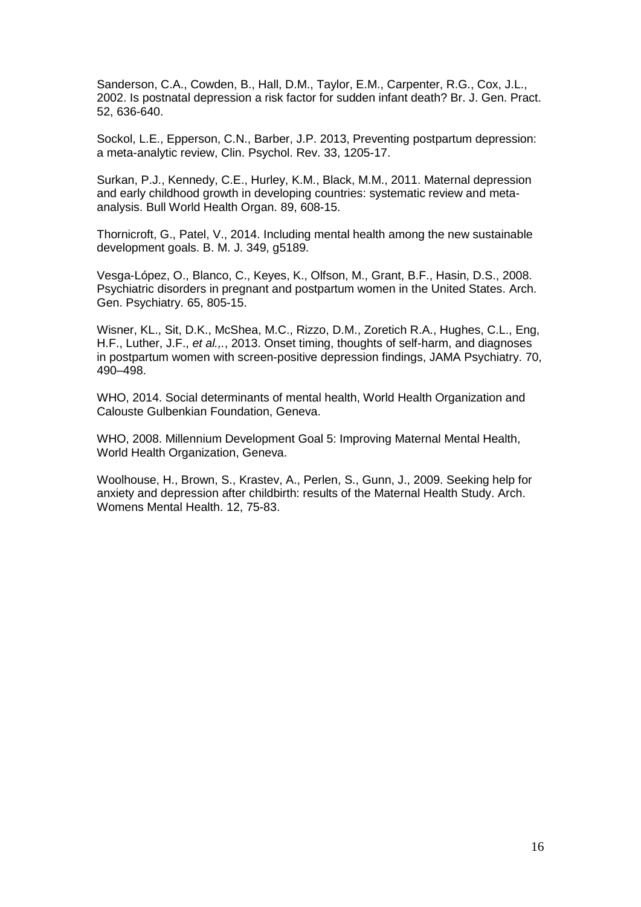Sanderson, C.A., Cowden, B., Hall, D.M., Taylor, E.M., Carpenter, R.G., Cox, J.L., 2002. Is postnatal depression a risk factor for sudden infant death? Br. J. Gen. Pract. 52, 636-640.

Sockol, L.E., Epperson, C.N., Barber, J.P. 2013, Preventing postpartum depression: a meta-analytic review, Clin. Psychol. Rev. 33, 1205-17.

Surkan, P.J., Kennedy, C.E., Hurley, K.M., Black, M.M., 2011. Maternal depression and early childhood growth in developing countries: systematic review and meta-analysis. Bull World Health Organ. 89, 608-15.

Thornicroft, G., Patel, V., 2014. Including mental health among the new sustainable development goals. B. M. J. 349, g5189.

Vesga-López, O., Blanco, C., Keyes, K., Olfson, M., Grant, B.F., Hasin, D.S., 2008. Psychiatric disorders in pregnant and postpartum women in the United States. Arch. Gen. Psychiatry. 65, 805-15.

Wisner, KL., Sit, D.K., McShea, M.C., Rizzo, D.M., Zoretich R.A., Hughes, C.L., Eng, H.F., Luther, J.F., *et al.,*., 2013. Onset timing, thoughts of self-harm, and diagnoses in postpartum women with screen-positive depression findings, JAMA Psychiatry. 70, 490–498.

WHO, 2014. Social determinants of mental health, World Health Organization and Calouste Gulbenkian Foundation, Geneva.

WHO, 2008. Millennium Development Goal 5: Improving Maternal Mental Health, World Health Organization, Geneva.

Woolhouse, H., Brown, S., Krastev, A., Perlen, S., Gunn, J., 2009. Seeking help for anxiety and depression after childbirth: results of the Maternal Health Study. Arch. Womens Mental Health. 12, 75-83.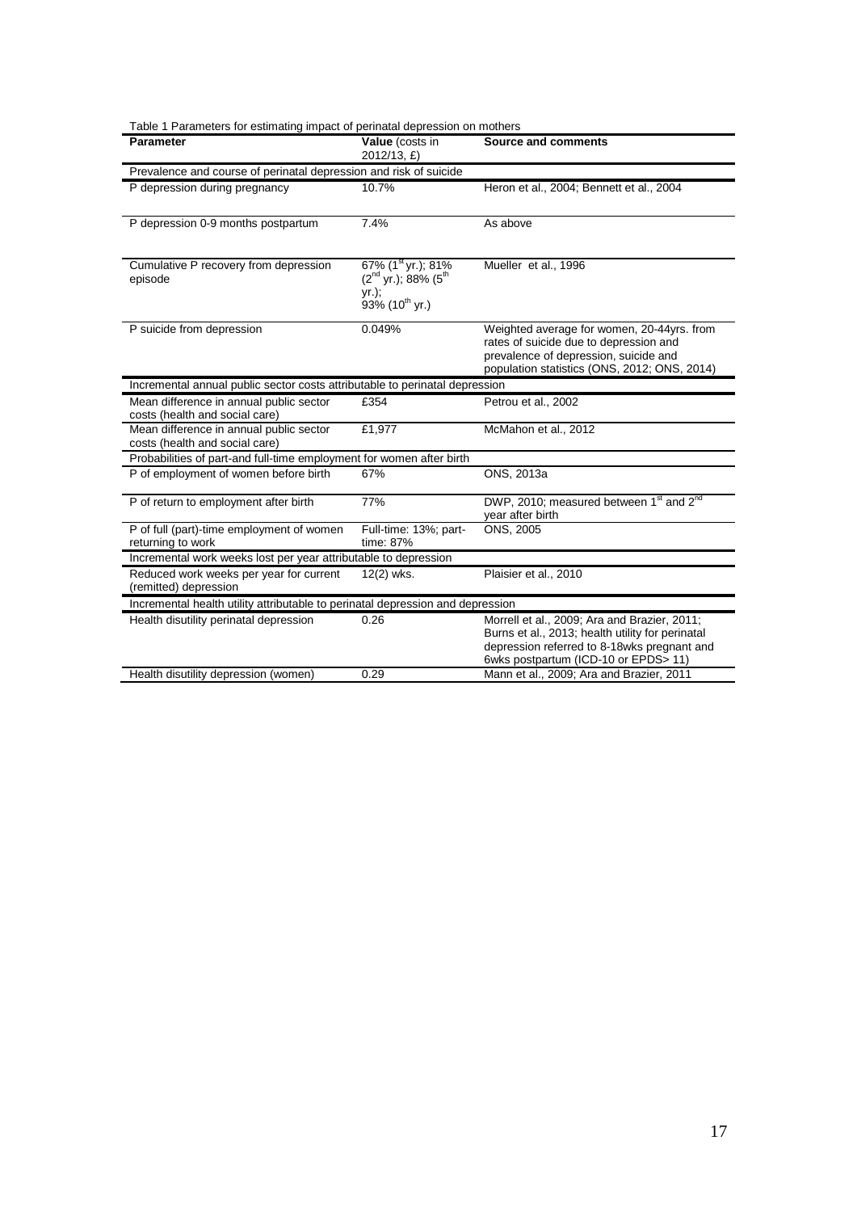Table 1 Parameters for estimating impact of perinatal depression on mothers

| Parameter | Value (costs in 2012/13, £) | Source and comments |
|---|---|---|
| Prevalence and course of perinatal depression and risk of suicide | | |
| P depression during pregnancy | 10.7% | Heron et al., 2004; Bennett et al., 2004 |
| P depression 0-9 months postpartum | 7.4% | As above |
| Cumulative P recovery from depression episode | 67% (1st yr.); 81% (2nd yr.); 88% (5th yr.); 93% (10th yr.) | Mueller et al., 1996 |
| P suicide from depression | 0.049% | Weighted average for women, 20-44yrs. from rates of suicide due to depression and prevalence of depression, suicide and population statistics (ONS, 2012; ONS, 2014) |
| Incremental annual public sector costs attributable to perinatal depression | | |
| Mean difference in annual public sector costs (health and social care) | £354 | Petrou et al., 2002 |
| Mean difference in annual public sector costs (health and social care) | £1,977 | McMahon et al., 2012 |
| Probabilities of part-and full-time employment for women after birth | | |
| P of employment of women before birth | 67% | ONS, 2013a |
| P of return to employment after birth | 77% | DWP, 2010; measured between 1st and 2nd year after birth |
| P of full (part)-time employment of women returning to work | Full-time: 13%; part-time: 87% | ONS, 2005 |
| Incremental work weeks lost per year attributable to depression | | |
| Reduced work weeks per year for current (remitted) depression | 12(2) wks. | Plaisier et al., 2010 |
| Incremental health utility attributable to perinatal depression and depression | | |
| Health disutility perinatal depression | 0.26 | Morrell et al., 2009; Ara and Brazier, 2011; Burns et al., 2013; health utility for perinatal depression referred to 8-18wks pregnant and 6wks postpartum (ICD-10 or EPDS> 11) |
| Health disutility depression (women) | 0.29 | Mann et al., 2009; Ara and Brazier, 2011 |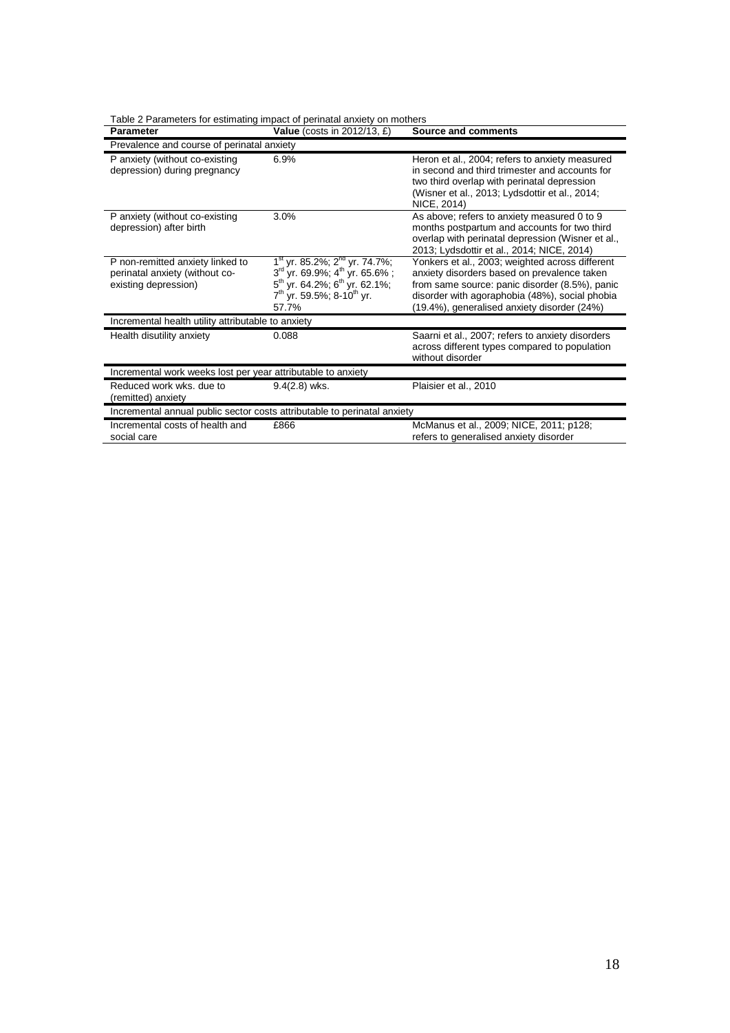Table 2 Parameters for estimating impact of perinatal anxiety on mothers

| Parameter | Value (costs in 2012/13, £) | Source and comments |
|---|---|---|
| Prevalence and course of perinatal anxiety | | |
| P anxiety (without co-existing depression) during pregnancy | 6.9% | Heron et al., 2004; refers to anxiety measured in second and third trimester and accounts for two third overlap with perinatal depression (Wisner et al., 2013; Lydsdottir et al., 2014; NICE, 2014) |
| P anxiety (without co-existing depression) after birth | 3.0% | As above; refers to anxiety measured 0 to 9 months postpartum and accounts for two third overlap with perinatal depression (Wisner et al., 2013; Lydsdottir et al., 2014; NICE, 2014) |
| P non-remitted anxiety linked to perinatal anxiety (without co-existing depression) | 1st yr. 85.2%; 2nd yr. 74.7%; 3rd yr. 69.9%; 4th yr. 65.6% ; 5th yr. 64.2%; 6th yr. 62.1%; 7th yr. 59.5%; 8-10th yr. 57.7% | Yonkers et al., 2003; weighted across different anxiety disorders based on prevalence taken from same source: panic disorder (8.5%), panic disorder with agoraphobia (48%), social phobia (19.4%), generalised anxiety disorder (24%) |
| Incremental health utility attributable to anxiety | | |
| Health disutility anxiety | 0.088 | Saarni et al., 2007; refers to anxiety disorders across different types compared to population without disorder |
| Incremental work weeks lost per year attributable to anxiety | | |
| Reduced work wks. due to (remitted) anxiety | 9.4(2.8) wks. | Plaisier et al., 2010 |
| Incremental annual public sector costs attributable to perinatal anxiety | | |
| Incremental costs of health and social care | £866 | McManus et al., 2009; NICE, 2011; p128; refers to generalised anxiety disorder |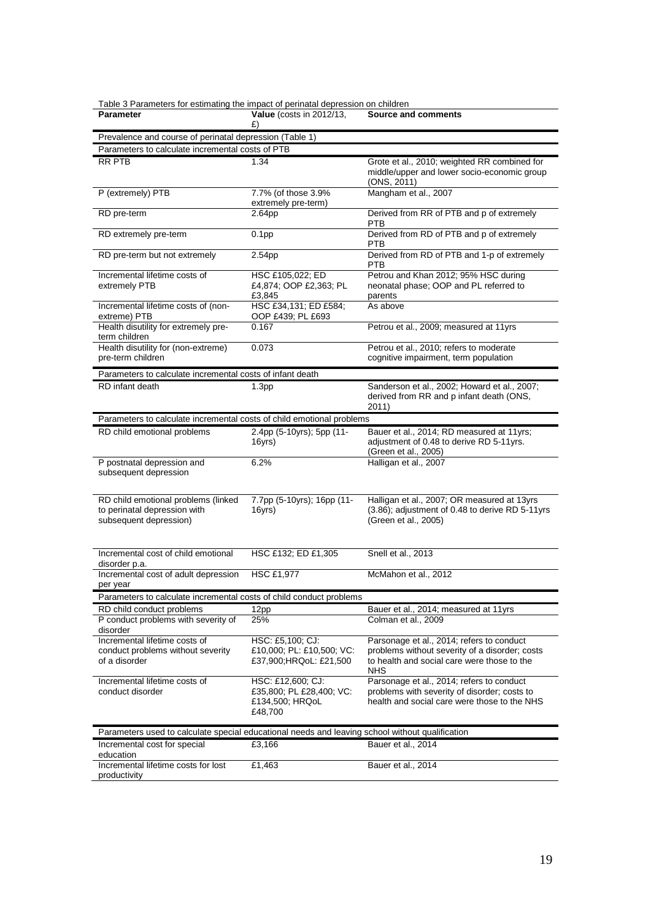Table 3 Parameters for estimating the impact of perinatal depression on children

| Parameter | Value (costs in 2012/13, £) | Source and comments |
|---|---|---|
| Prevalence and course of perinatal depression (Table 1) | | |
| Parameters to calculate incremental costs of PTB | | |
| RR PTB | 1.34 | Grote et al., 2010; weighted RR combined for middle/upper and lower socio-economic group (ONS, 2011) |
| P (extremely) PTB | 7.7% (of those 3.9% extremely pre-term) | Mangham et al., 2007 |
| RD pre-term | 2.64pp | Derived from RR of PTB and p of extremely PTB |
| RD extremely pre-term | 0.1pp | Derived from RD of PTB and p of extremely PTB |
| RD pre-term but not extremely | 2.54pp | Derived from RD of PTB and 1-p of extremely PTB |
| Incremental lifetime costs of extremely PTB | HSC £105,022; ED £4,874; OOP £2,363; PL £3,845 | Petrou and Khan 2012; 95% HSC during neonatal phase; OOP and PL referred to parents |
| Incremental lifetime costs of (non-extreme) PTB | HSC £34,131; ED £584; OOP £439; PL £693 | As above |
| Health disutility for extremely pre-term children | 0.167 | Petrou et al., 2009; measured at 11yrs |
| Health disutility for (non-extreme) pre-term children | 0.073 | Petrou et al., 2010; refers to moderate cognitive impairment, term population |
| Parameters to calculate incremental costs of infant death | | |
| RD infant death | 1.3pp | Sanderson et al., 2002; Howard et al., 2007; derived from RR and p infant death (ONS, 2011) |
| Parameters to calculate incremental costs of child emotional problems | | |
| RD child emotional problems | 2.4pp (5-10yrs); 5pp (11-16yrs) | Bauer et al., 2014; RD measured at 11yrs; adjustment of 0.48 to derive RD 5-11yrs. (Green et al., 2005) |
| P postnatal depression and subsequent depression | 6.2% | Halligan et al., 2007 |
| RD child emotional problems (linked to perinatal depression with subsequent depression) | 7.7pp (5-10yrs); 16pp (11-16yrs) | Halligan et al., 2007; OR measured at 13yrs (3.86); adjustment of 0.48 to derive RD 5-11yrs (Green et al., 2005) |
| Incremental cost of child emotional disorder p.a. | HSC £132; ED £1,305 | Snell et al., 2013 |
| Incremental cost of adult depression per year | HSC £1,977 | McMahon et al., 2012 |
| Parameters to calculate incremental costs of child conduct problems | | |
| RD child conduct problems | 12pp | Bauer et al., 2014; measured at 11yrs |
| P conduct problems with severity of disorder | 25% | Colman et al., 2009 |
| Incremental lifetime costs of conduct problems without severity of a disorder | HSC: £5,100; CJ: £10,000; PL: £10,500; VC: £37,900;HRQoL: £21,500 | Parsonage et al., 2014; refers to conduct problems without severity of a disorder; costs to health and social care were those to the NHS |
| Incremental lifetime costs of conduct disorder | HSC: £12,600; CJ: £35,800; PL £28,400; VC: £134,500; HRQoL £48,700 | Parsonage et al., 2014; refers to conduct problems with severity of disorder; costs to health and social care were those to the NHS |
| Parameters used to calculate special educational needs and leaving school without qualification | | |
| Incremental cost for special education | £3,166 | Bauer et al., 2014 |
| Incremental lifetime costs for lost productivity | £1,463 | Bauer et al., 2014 |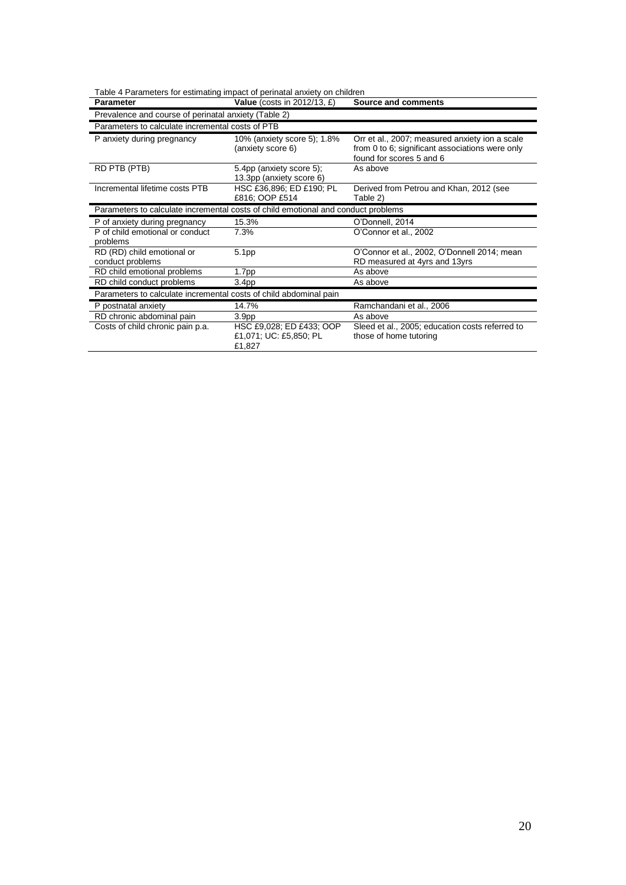Table 4 Parameters for estimating impact of perinatal anxiety on children

| Parameter | Value (costs in 2012/13, £) | Source and comments |
|---|---|---|
| Prevalence and course of perinatal anxiety (Table 2) | | |
| Parameters to calculate incremental costs of PTB | | |
| P anxiety during pregnancy | 10% (anxiety score 5); 1.8% (anxiety score 6) | Orr et al., 2007; measured anxiety ion a scale from 0 to 6; significant associations were only found for scores 5 and 6 |
| RD PTB (PTB) | 5.4pp (anxiety score 5); 13.3pp (anxiety score 6) | As above |
| Incremental lifetime costs PTB | HSC £36,896; ED £190; PL £816; OOP £514 | Derived from Petrou and Khan, 2012 (see Table 2) |
| Parameters to calculate incremental costs of child emotional and conduct problems | | |
| P of anxiety during pregnancy | 15.3% | O'Donnell, 2014 |
| P of child emotional or conduct problems | 7.3% | O'Connor et al., 2002 |
| RD (RD) child emotional or conduct problems | 5.1pp | O'Connor et al., 2002, O'Donnell 2014; mean RD measured at 4yrs and 13yrs |
| RD child emotional problems | 1.7pp | As above |
| RD child conduct problems | 3.4pp | As above |
| Parameters to calculate incremental costs of child abdominal pain | | |
| P postnatal anxiety | 14.7% | Ramchandani et al., 2006 |
| RD chronic abdominal pain | 3.9pp | As above |
| Costs of child chronic pain p.a. | HSC £9,028; ED £433; OOP £1,071; UC: £5,850; PL £1,827 | Sleed et al., 2005; education costs referred to those of home tutoring |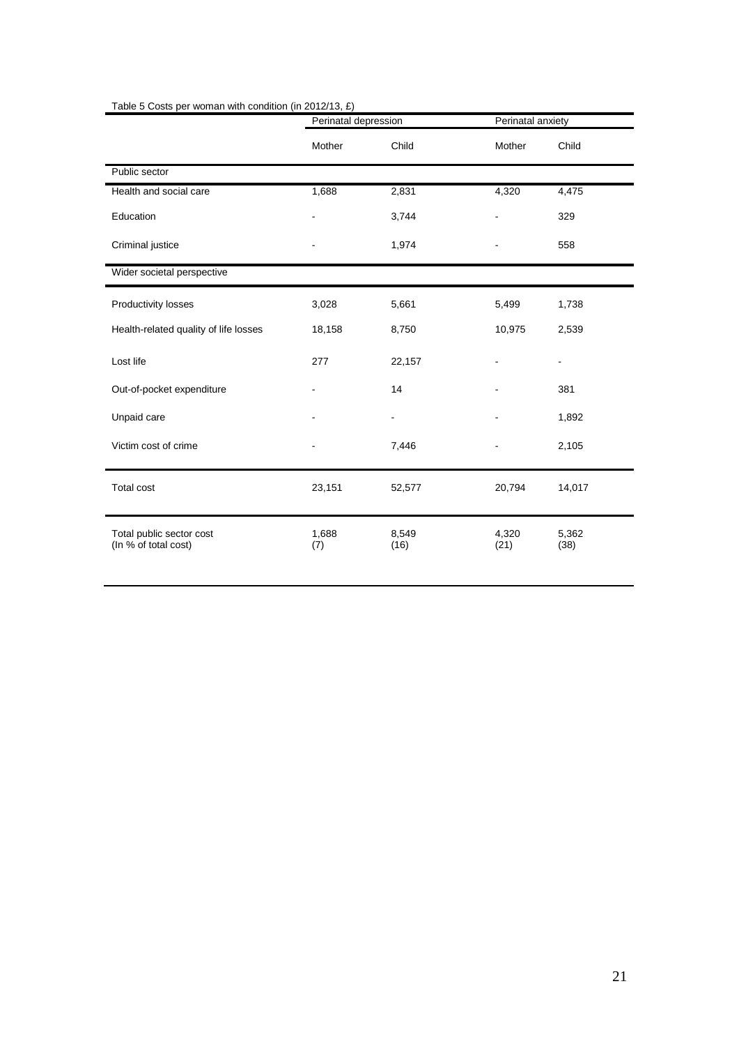Table 5 Costs per woman with condition (in 2012/13, £)

| | Perinatal depression | | Perinatal anxiety | |
|---|---|---|---|---|
| | Mother | Child | Mother | Child |
| **Public sector** | | | | |
| Health and social care | 1,688 | 2,831 | 4,320 | 4,475 |
| Education | - | 3,744 | - | 329 |
| Criminal justice | - | 1,974 | - | 558 |
| **Wider societal perspective** | | | | |
| Productivity losses | 3,028 | 5,661 | 5,499 | 1,738 |
| Health-related quality of life losses | 18,158 | 8,750 | 10,975 | 2,539 |
| Lost life | 277 | 22,157 | - | - |
| Out-of-pocket expenditure | - | 14 | - | 381 |
| Unpaid care | - | - | - | 1,892 |
| Victim cost of crime | - | 7,446 | - | 2,105 |
| Total cost | 23,151 | 52,577 | 20,794 | 14,017 |
| Total public sector cost (In % of total cost) | 1,688 (7) | 8,549 (16) | 4,320 (21) | 5,362 (38) |